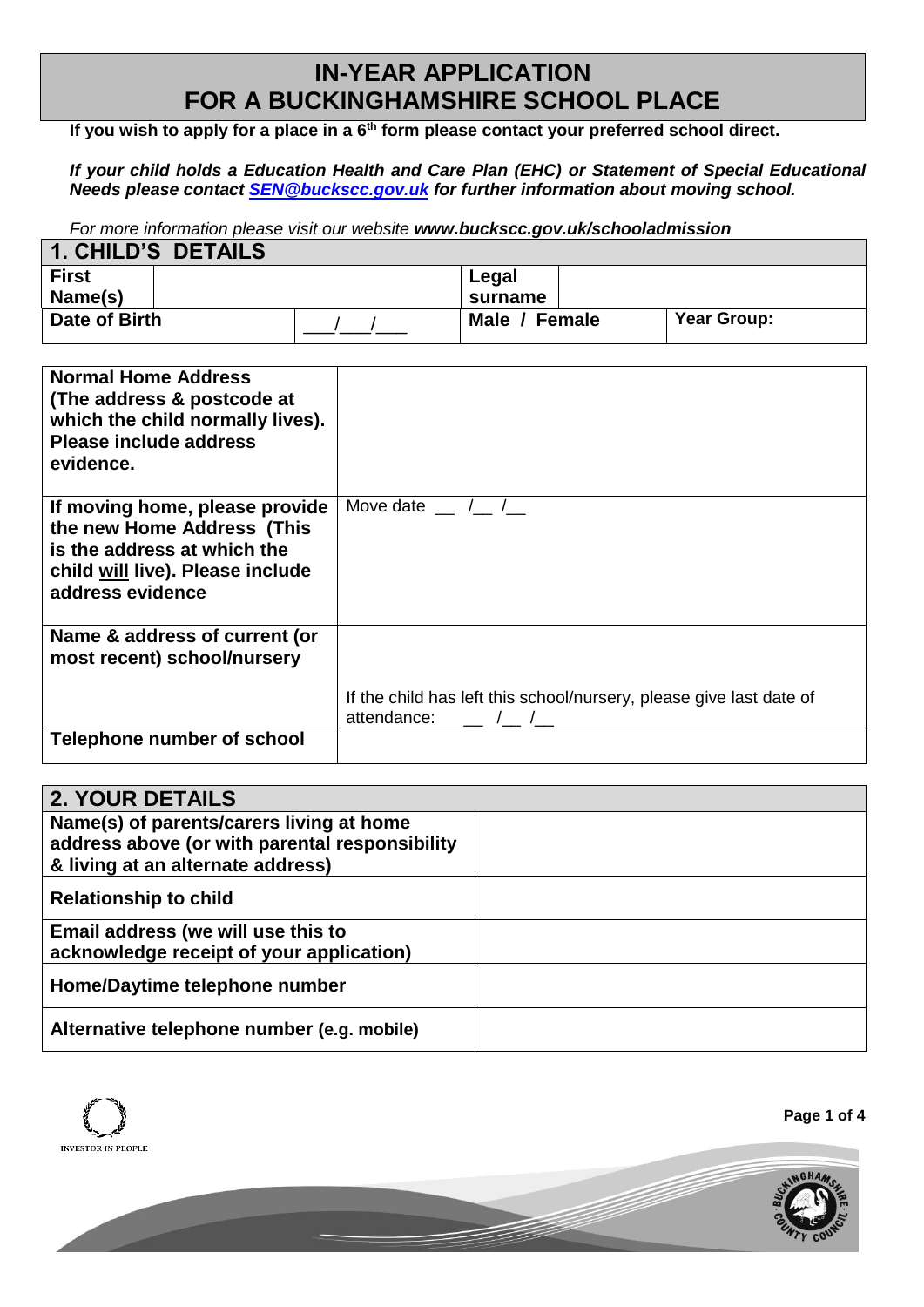# IN-YEAR APPLICATION
# FOR A BUCKINGHAMSHIRE SCHOOL PLACE

**If you wish to apply for a place in a 6th form please contact your preferred school direct.**

***If your child holds a Education Health and Care Plan (EHC) or Statement of Special Educational Needs please contact [SEN@buckscc.gov.uk](mailto:SEN@buckscc.gov.uk) for further information about moving school.***

*For more information please visit our website **www.buckscc.gov.uk/schooladmission***

## 1. CHILD'S DETAILS

| **First Name(s)** | | **Legal surname** | |
|---|---|---|---|
| **Date of Birth** | ___/___/___ | **Male / Female** | **Year Group:** |

| | |
|---|---|
| **Normal Home Address (The address & postcode at which the child normally lives). Please include address evidence.** | |
| **If moving home, please provide the new Home Address (This is the address at which the child will live). Please include address evidence** | Move date __ /__ /__ |
| **Name & address of current (or most recent) school/nursery** | If the child has left this school/nursery, please give last date of attendance: __ /__ /__ |
| **Telephone number of school** | |

## 2. YOUR DETAILS

| | |
|---|---|
| **Name(s) of parents/carers living at home address above (or with parental responsibility & living at an alternate address)** | |
| **Relationship to child** | |
| **Email address (we will use this to acknowledge receipt of your application)** | |
| **Home/Daytime telephone number** | |
| **Alternative telephone number (e.g. mobile)** | |

INVESTOR IN PEOPLE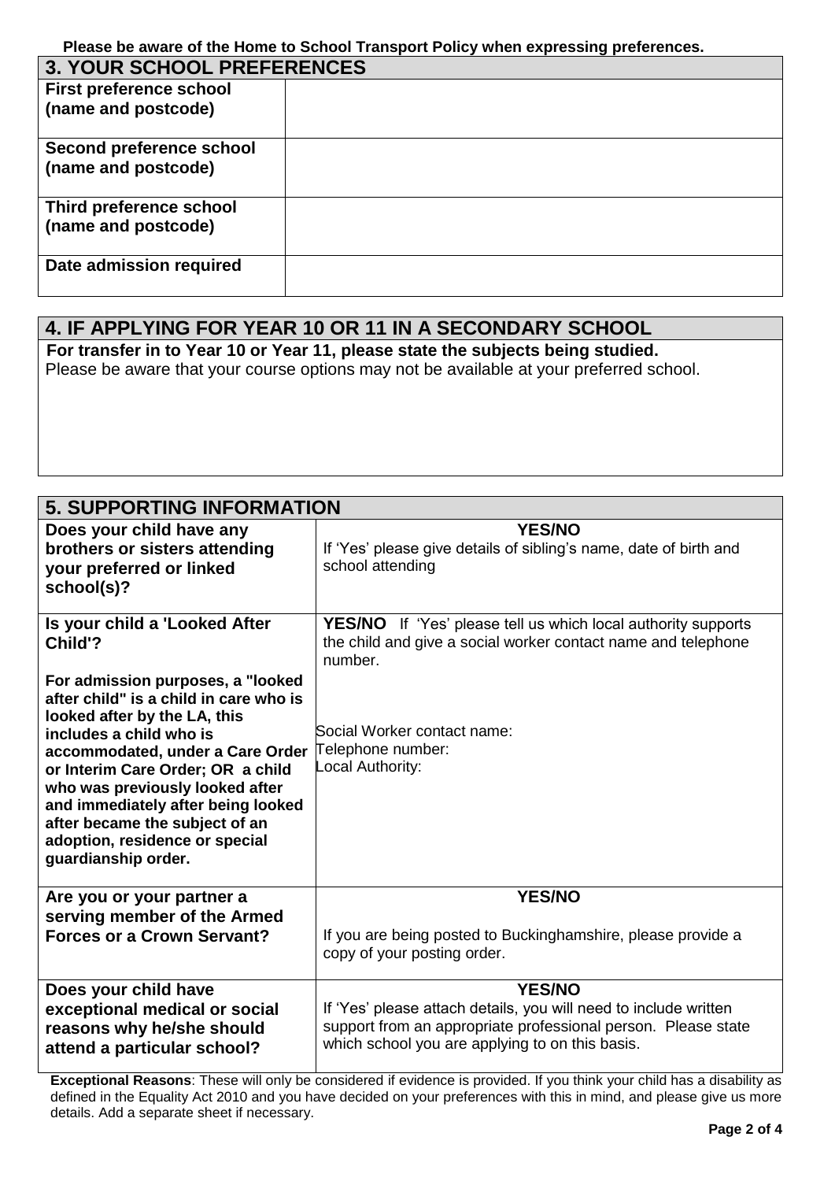**Please be aware of the Home to School Transport Policy when expressing preferences.**

## 3. YOUR SCHOOL PREFERENCES

| | |
|---|---|
| **First preference school (name and postcode)** | |
| **Second preference school (name and postcode)** | |
| **Third preference school (name and postcode)** | |
| **Date admission required** | |

## 4. IF APPLYING FOR YEAR 10 OR 11 IN A SECONDARY SCHOOL

**For transfer in to Year 10 or Year 11, please state the subjects being studied.**
Please be aware that your course options may not be available at your preferred school.

## 5. SUPPORTING INFORMATION

| | |
|---|---|
| **Does your child have any brothers or sisters attending your preferred or linked school(s)?** | **YES/NO** If 'Yes' please give details of sibling's name, date of birth and school attending |
| **Is your child a 'Looked After Child'?** **For admission purposes, a "looked after child" is a child in care who is looked after by the LA, this includes a child who is accommodated, under a Care Order or Interim Care Order; OR a child who was previously looked after and immediately after being looked after became the subject of an adoption, residence or special guardianship order.** | **YES/NO** If 'Yes' please tell us which local authority supports the child and give a social worker contact name and telephone number. Social Worker contact name: Telephone number: Local Authority: |
| **Are you or your partner a serving member of the Armed Forces or a Crown Servant?** | **YES/NO** If you are being posted to Buckinghamshire, please provide a copy of your posting order. |
| **Does your child have exceptional medical or social reasons why he/she should attend a particular school?** | **YES/NO** If 'Yes' please attach details, you will need to include written support from an appropriate professional person. Please state which school you are applying to on this basis. |

**Exceptional Reasons**: These will only be considered if evidence is provided. If you think your child has a disability as defined in the Equality Act 2010 and you have decided on your preferences with this in mind, and please give us more details. Add a separate sheet if necessary.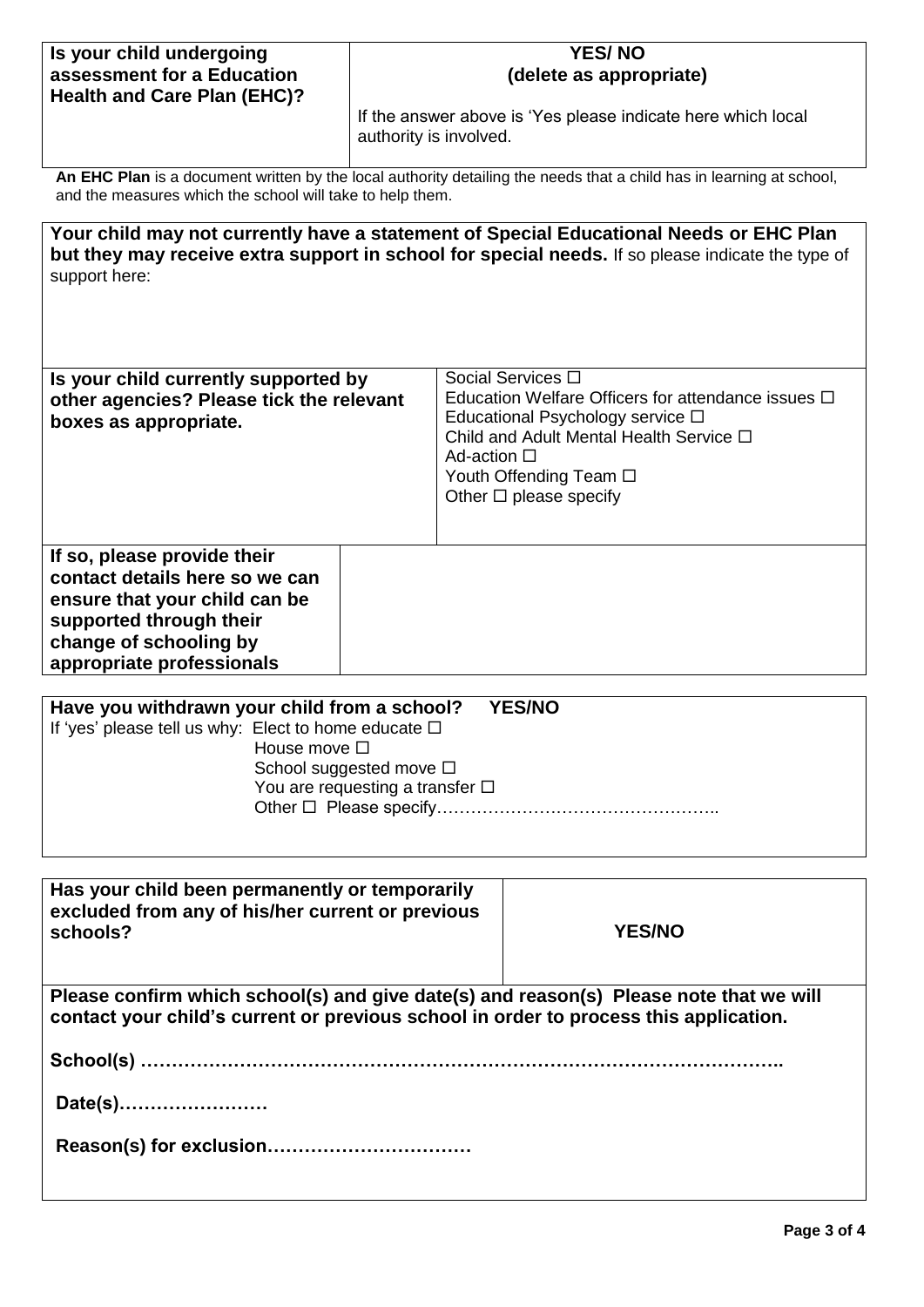| **Is your child undergoing assessment for a Education Health and Care Plan (EHC)?** | **YES/ NO (delete as appropriate)**<br><br>If the answer above is 'Yes please indicate here which local authority is involved. |
|---|---|

**An EHC Plan** is a document written by the local authority detailing the needs that a child has in learning at school, and the measures which the school will take to help them.

**Your child may not currently have a statement of Special Educational Needs or EHC Plan but they may receive extra support in school for special needs.** If so please indicate the type of support here:

| **Is your child currently supported by other agencies? Please tick the relevant boxes as appropriate.** | Social Services ☐<br>Education Welfare Officers for attendance issues ☐<br>Educational Psychology service ☐<br>Child and Adult Mental Health Service ☐<br>Ad-action ☐<br>Youth Offending Team ☐<br>Other ☐ please specify |
|---|---|
| **If so, please provide their contact details here so we can ensure that your child can be supported through their change of schooling by appropriate professionals** | |

**Have you withdrawn your child from a school? YES/NO**

If 'yes' please tell us why: Elect to home educate ☐
House move ☐
School suggested move ☐
You are requesting a transfer ☐
Other ☐ Please specify…………………………………………..

| **Has your child been permanently or temporarily excluded from any of his/her current or previous schools?** | **YES/NO** |
|---|---|

**Please confirm which school(s) and give date(s) and reason(s) Please note that we will contact your child's current or previous school in order to process this application.**

**School(s) ……………………………………………………………………………………..**

**Date(s)……………………**

**Reason(s) for exclusion……………………………**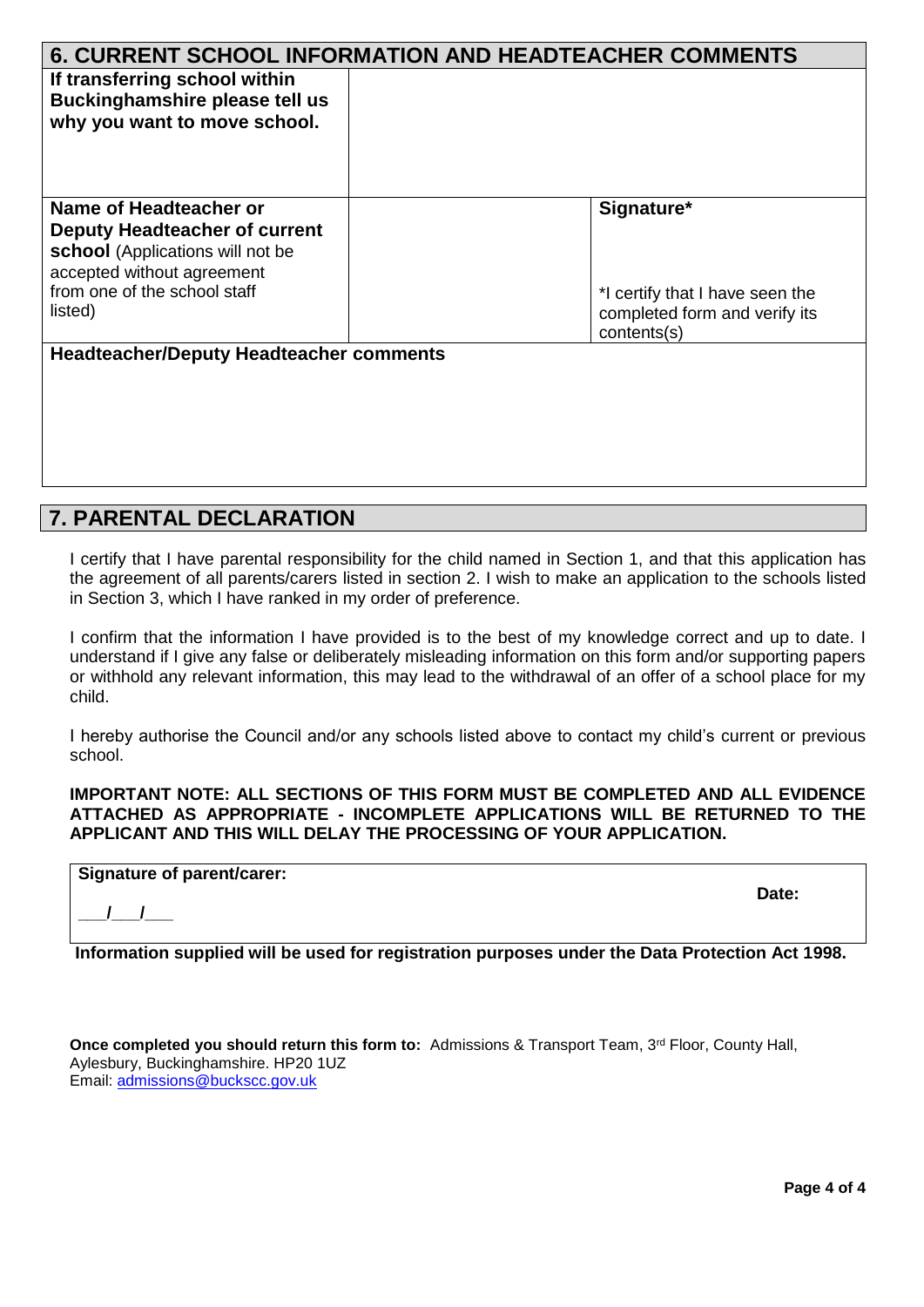## 6. CURRENT SCHOOL INFORMATION AND HEADTEACHER COMMENTS

| | | |
|---|---|---|
| **If transferring school within Buckinghamshire please tell us why you want to move school.** | | |
| **Name of Headteacher or Deputy Headteacher of current school** (Applications will not be accepted without agreement from one of the school staff listed) | | **Signature*** <br><br> *I certify that I have seen the completed form and verify its contents(s) |
| **Headteacher/Deputy Headteacher comments** | | |

## 7. PARENTAL DECLARATION

I certify that I have parental responsibility for the child named in Section 1, and that this application has the agreement of all parents/carers listed in section 2. I wish to make an application to the schools listed in Section 3, which I have ranked in my order of preference.

I confirm that the information I have provided is to the best of my knowledge correct and up to date. I understand if I give any false or deliberately misleading information on this form and/or supporting papers or withhold any relevant information, this may lead to the withdrawal of an offer of a school place for my child.

I hereby authorise the Council and/or any schools listed above to contact my child's current or previous school.

**IMPORTANT NOTE: ALL SECTIONS OF THIS FORM MUST BE COMPLETED AND ALL EVIDENCE ATTACHED AS APPROPRIATE - INCOMPLETE APPLICATIONS WILL BE RETURNED TO THE APPLICANT AND THIS WILL DELAY THE PROCESSING OF YOUR APPLICATION.**

| | |
|---|---|
| **Signature of parent/carer:** | **Date:** ___/___/___ |

**Information supplied will be used for registration purposes under the Data Protection Act 1998.**

**Once completed you should return this form to:** Admissions & Transport Team, 3rd Floor, County Hall, Aylesbury, Buckinghamshire. HP20 1UZ
Email: admissions@buckscc.gov.uk